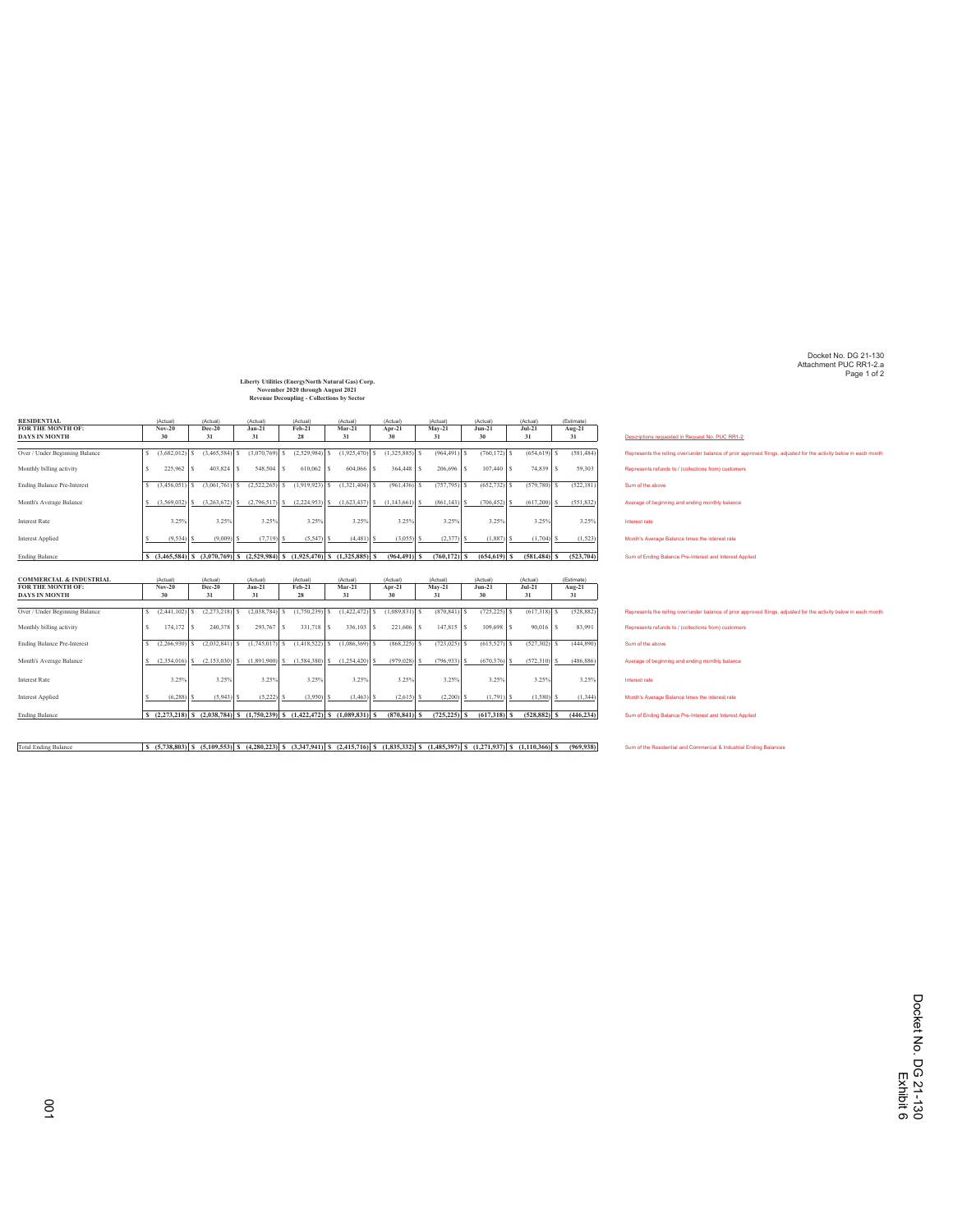Docket No. DG 21-130
Attachment PUC RR1-2.a

**Liberty Utilities (EnergyNorth Natural Gas) Corp.**
**November 2020 through August 2021**
**Revenue Decoupling - Collections by Sector**

| **RESIDENTIAL** | (Actual) | (Actual) | (Actual) | (Actual) | (Actual) | (Actual) | (Actual) | (Actual) | (Actual) | (Estimate) | |
|---|---|---|---|---|---|---|---|---|---|---|---|
| **FOR THE MONTH OF:** | **Nov-20** | **Dec-20** | **Jan-21** | **Feb-21** | **Mar-21** | **Apr-21** | **May-21** | **Jun-21** | **Jul-21** | **Aug-21** | |
| **DAYS IN MONTH** | **30** | **31** | **31** | **28** | **31** | **30** | **31** | **30** | **31** | **31** | Descriptions requested in Request No. PUC RR1-2 |
| Over / Under Beginning Balance | $ (3,682,012) | $ (3,465,584) | $ (3,070,769) | $ (2,529,984) | $ (1,925,470) | $ (1,325,885) | $ (964,491) | $ (760,172) | $ (654,619) | $ (581,484) | Represents the rolling over/under balance of prior approved filings, adjusted for the activity below in each month |
| Monthly billing activity | $ 225,962 | $ 403,824 | $ 548,504 | $ 610,062 | $ 604,066 | $ 364,448 | $ 206,696 | $ 107,440 | $ 74,839 | $ 59,303 | Represents refunds to / (collections from) customers |
| Ending Balance Pre-Interest | $ (3,456,051) | $ (3,061,761) | $ (2,522,265) | $ (1,919,923) | $ (1,321,404) | $ (961,436) | $ (757,795) | $ (652,732) | $ (579,780) | $ (522,181) | Sum of the above |
| Month's Average Balance | $ (3,569,032) | $ (3,263,672) | $ (2,796,517) | $ (2,224,953) | $ (1,623,437) | $ (1,143,661) | $ (861,143) | $ (706,452) | $ (617,200) | $ (551,832) | Average of beginning and ending monthly balance |
| Interest Rate | 3.25% | 3.25% | 3.25% | 3.25% | 3.25% | 3.25% | 3.25% | 3.25% | 3.25% | 3.25% | Interest rate |
| Interest Applied | $ (9,534) | $ (9,009) | $ (7,719) | $ (5,547) | $ (4,481) | $ (3,055) | $ (2,377) | $ (1,887) | $ (1,704) | $ (1,523) | Month's Average Balance times the interest rate |
| Ending Balance | **$ (3,465,584)** | **$ (3,070,769)** | **$ (2,529,984)** | **$ (1,925,470)** | **$ (1,325,885)** | **$ (964,491)** | **$ (760,172)** | **$ (654,619)** | **$ (581,484)** | **$ (523,704)** | Sum of Ending Balance Pre-Interest and Interest Applied |

| **COMMERCIAL & INDUSTRIAL** | (Actual) | (Actual) | (Actual) | (Actual) | (Actual) | (Actual) | (Actual) | (Actual) | (Actual) | (Estimate) | |
|---|---|---|---|---|---|---|---|---|---|---|---|
| **FOR THE MONTH OF:** | **Nov-20** | **Dec-20** | **Jan-21** | **Feb-21** | **Mar-21** | **Apr-21** | **May-21** | **Jun-21** | **Jul-21** | **Aug-21** | |
| **DAYS IN MONTH** | **30** | **31** | **31** | **28** | **31** | **30** | **31** | **30** | **31** | **31** | |
| Over / Under Beginning Balance | $ (2,441,102) | $ (2,273,218) | $ (2,038,784) | $ (1,750,239) | $ (1,422,472) | $ (1,089,831) | $ (870,841) | $ (725,225) | $ (617,318) | $ (528,882) | Represents the rolling over/under balance of prior approved filings, adjusted for the activity below in each month |
| Monthly billing activity | $ 174,172 | $ 240,378 | $ 293,767 | $ 331,718 | $ 336,103 | $ 221,606 | $ 147,815 | $ 109,698 | $ 90,016 | $ 83,991 | Represents refunds to / (collections from) customers |
| Ending Balance Pre-Interest | $ (2,266,930) | $ (2,032,841) | $ (1,745,017) | $ (1,418,522) | $ (1,086,369) | $ (868,225) | $ (723,025) | $ (615,527) | $ (527,302) | $ (444,890) | Sum of the above |
| Month's Average Balance | $ (2,354,016) | $ (2,153,030) | $ (1,891,900) | $ (1,584,380) | $ (1,254,420) | $ (979,028) | $ (796,933) | $ (670,376) | $ (572,310) | $ (486,886) | Average of beginning and ending monthly balance |
| Interest Rate | 3.25% | 3.25% | 3.25% | 3.25% | 3.25% | 3.25% | 3.25% | 3.25% | 3.25% | 3.25% | Interest rate |
| Interest Applied | $ (6,288) | $ (5,943) | $ (5,222) | $ (3,950) | $ (3,463) | $ (2,615) | $ (2,200) | $ (1,791) | $ (1,580) | $ (1,344) | Month's Average Balance times the interest rate |
| Ending Balance | **$ (2,273,218)** | **$ (2,038,784)** | **$ (1,750,239)** | **$ (1,422,472)** | **$ (1,089,831)** | **$ (870,841)** | **$ (725,225)** | **$ (617,318)** | **$ (528,882)** | **$ (446,234)** | Sum of Ending Balance Pre-Interest and Interest Applied |

| Total Ending Balance | **$ (5,738,803)** | **$ (5,109,553)** | **$ (4,280,223)** | **$ (3,347,941)** | **$ (2,415,716)** | **$ (1,835,332)** | **$ (1,485,397)** | **$ (1,271,937)** | **$ (1,110,366)** | **$ (969,938)** | Sum of the Residential and Commercial & Industrial Ending Balances |
|---|---|---|---|---|---|---|---|---|---|---|---|

Docket No. DG 21-130
Exhibit 6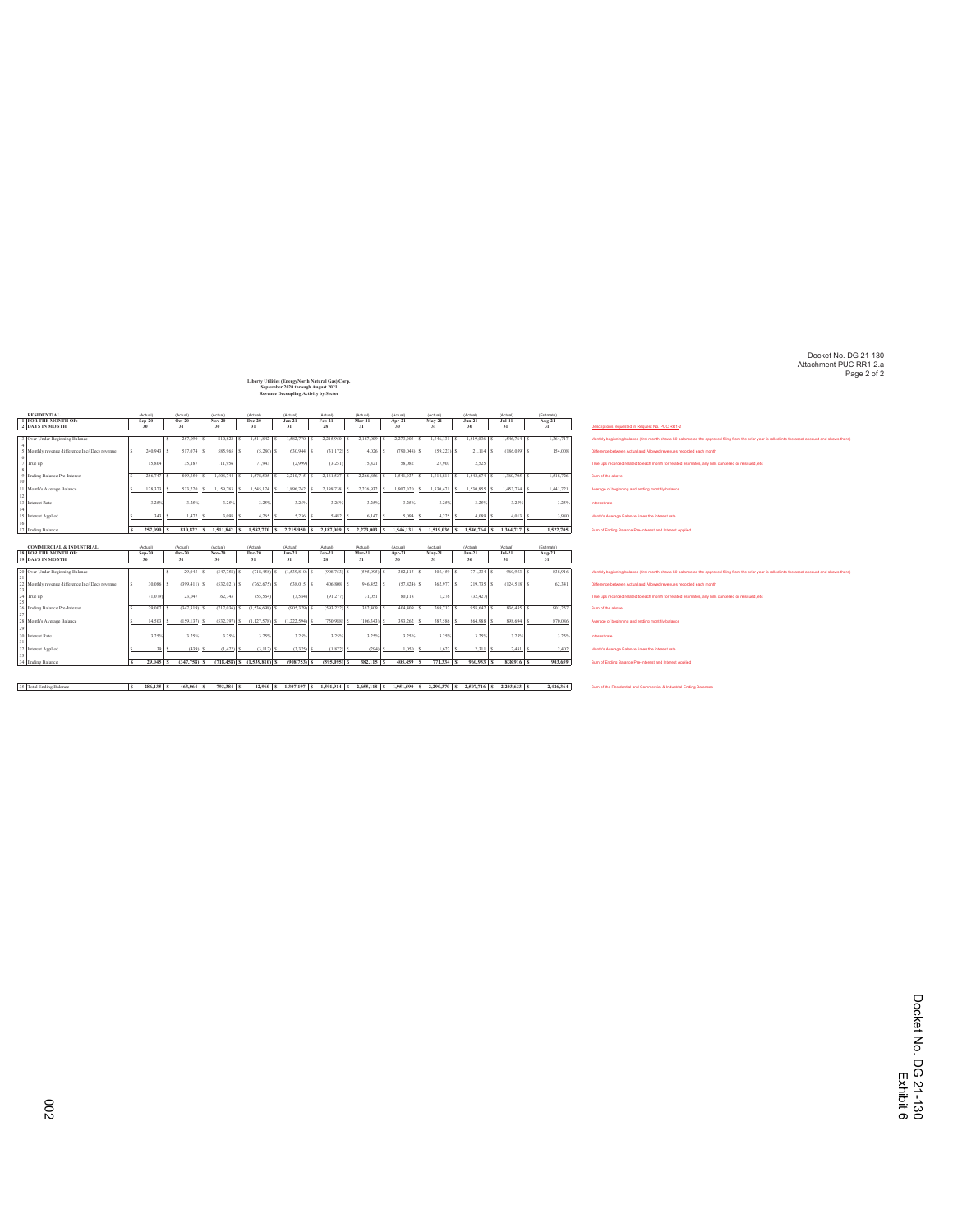Docket No. DG 21-130
Attachment PUC RR1-2.a
Page 2 of 2

**Liberty Utilities (EnergyNorth Natural Gas) Corp.**
**September 2020 through August 2021**
**Revenue Decoupling Activity by Sector**

| | RESIDENTIAL | (Actual) | (Actual) | (Actual) | (Actual) | (Actual) | (Actual) | (Actual) | (Actual) | (Actual) | (Actual) | (Actual) | (Estimate) | |
|---|---|---|---|---|---|---|---|---|---|---|---|---|---|---|
| 1 | FOR THE MONTH OF: | Sep-20 | Oct-20 | Nov-20 | Dec-20 | Jan-21 | Feb-21 | Mar-21 | Apr-21 | May-21 | Jun-21 | Jul-21 | Aug-21 | |
| 2 | DAYS IN MONTH | 30 | 31 | 30 | 31 | 31 | 28 | 31 | 30 | 31 | 30 | 31 | 31 | Descriptions requested in Request No. PUC RR1-2 |
| 3 | Over Under Beginning Balance | | $ 257,090 | $ 810,822 | $ 1,511,842 | $ 1,582,770 | $ 2,215,950 | $ 2,187,009 | $ 2,273,003 | $ 1,546,131 | $ 1,519,036 | $ 1,546,764 | $ 1,364,717 | Monthly beginning balance (first month shows $0 balance as the approved filing from the prior year is rolled into the asset account and shows there) |
| 5 | Monthly revenue difference Inc/(Dec) revenue | $ 240,943 | $ 517,074 | $ 585,965 | $ (5,280) | $ 630,948 | $ (31,172) | $ 4,026 | $ (790,048) | $ (59,223) | $ 21,114 | $ (186,059) | $ 154,008 | Difference between Actual and Allowed revenues recorded each month |
| 7 | True up | 15,804 | 35,187 | 111,956 | 71,943 | (2,989) | (3,251) | 75,821 | 58,082 | 27,903 | 2,525 | | | True ups recorded related to each month for related estimates, any bills cancelled or reissued, etc. |
| 9 | Ending Balance Pre-Interest | $ 256,747 | $ 809,350 | $ 1,508,744 | $ 1,578,505 | $ 2,210,715 | $ 2,181,527 | $ 2,266,856 | $ 1,541,037 | $ 1,514,811 | $ 1,542,674 | $ 1,360,705 | $ 1,518,726 | Sum of the above |
| 11 | Month's Average Balance | $ 128,373 | $ 533,220 | $ 1,159,783 | $ 1,545,174 | $ 1,896,742 | $ 2,198,738 | $ 2,226,932 | $ 1,907,020 | $ 1,530,471 | $ 1,530,855 | $ 1,453,734 | $ 1,441,721 | Average of beginning and ending monthly balance |
| 13 | Interest Rate | 3.25% | 3.25% | 3.25% | 3.25% | 3.25% | 3.25% | 3.25% | 3.25% | 3.25% | 3.25% | 3.25% | 3.25% | Interest rate |
| 15 | Interest Applied | $ 343 | $ 1,472 | $ 3,098 | $ 4,265 | $ 5,236 | $ 5,482 | $ 6,147 | $ 5,094 | $ 4,225 | $ 4,089 | $ 4,013 | $ 3,980 | Month's Average Balance times the interest rate |
| 17 | Ending Balance | $ 257,090 | $ 810,822 | $ 1,511,842 | $ 1,582,770 | $ 2,215,950 | $ 2,187,009 | $ 2,273,003 | $ 1,546,131 | $ 1,519,036 | $ 1,546,764 | $ 1,364,717 | $ 1,522,705 | Sum of Ending Balance Pre-Interest and Interest Applied |

| | COMMERCIAL & INDUSTRIAL | (Actual) | (Actual) | (Actual) | (Actual) | (Actual) | (Actual) | (Actual) | (Actual) | (Actual) | (Actual) | (Actual) | (Estimate) | |
|---|---|---|---|---|---|---|---|---|---|---|---|---|---|---|
| 18 | FOR THE MONTH OF: | Sep-20 | Oct-20 | Nov-20 | Dec-20 | Jan-21 | Feb-21 | Mar-21 | Apr-21 | May-21 | Jun-21 | Jul-21 | Aug-21 | |
| 19 | DAYS IN MONTH | 30 | 31 | 30 | 31 | 31 | 28 | 31 | 30 | 31 | 30 | 31 | 31 | |
| 20 | Over Under Beginning Balance | | $ 29,045 | $ (347,758) | $ (718,458) | $ (1,539,810) | $ (908,753) | $ (595,095) | $ 382,115 | $ 405,459 | $ 771,334 | $ 960,953 | $ 838,916 | Monthly beginning balance (first month shows $0 balance as the approved filing from the prior year is rolled into the asset account and shows there) |
| 22 | Monthly revenue difference Inc/(Dec) revenue | $ 30,086 | $ (399,411) | $ (532,021) | $ (762,675) | $ 638,015 | $ 406,808 | $ 946,452 | $ (57,824) | $ 362,977 | $ 219,735 | $ (124,518) | $ 62,341 | Difference between Actual and Allowed revenues recorded each month |
| 24 | True up | (1,079) | 23,047 | 162,743 | (55,564) | (3,584) | (91,277) | 31,051 | 80,118 | 1,276 | (32,427) | | | True ups recorded related to each month for related estimates, any bills cancelled or reissued, etc. |
| 26 | Ending Balance Pre-Interest | $ 29,007 | $ (347,319) | $ (717,036) | $ (1,536,698) | $ (905,379) | $ (593,222) | $ 382,409 | $ 404,409 | $ 769,712 | $ 958,642 | $ 836,435 | $ 901,257 | Sum of the above |
| 28 | Month's Average Balance | $ 14,503 | $ (159,137) | $ (532,397) | $ (1,127,578) | $ (1,222,594) | $ (750,988) | $ (106,343) | $ 393,262 | $ 587,586 | $ 864,988 | $ 898,694 | $ 870,086 | Average of beginning and ending monthly balance |
| 30 | Interest Rate | 3.25% | 3.25% | 3.25% | 3.25% | 3.25% | 3.25% | 3.25% | 3.25% | 3.25% | 3.25% | 3.25% | 3.25% | Interest rate |
| 32 | Interest Applied | $ 39 | $ (439) | $ (1,422) | $ (3,112) | $ (3,375) | $ (1,872) | $ (294) | $ 1,050 | $ 1,622 | $ 2,311 | $ 2,481 | $ 2,402 | Month's Average Balance times the interest rate |
| 34 | Ending Balance | $ 29,045 | $ (347,758) | $ (718,458) | $ (1,539,810) | $ (908,753) | $ (595,095) | $ 382,115 | $ 405,459 | $ 771,334 | $ 960,953 | $ 838,916 | $ 903,659 | Sum of Ending Balance Pre-Interest and Interest Applied |

| | | | | | | | | | | | | | | |
|---|---|---|---|---|---|---|---|---|---|---|---|---|---|---|
| 35 | Total Ending Balance | $ 286,135 | $ 463,064 | $ 793,384 | $ 42,960 | $ 1,307,197 | $ 1,591,914 | $ 2,655,118 | $ 1,951,590 | $ 2,290,370 | $ 2,507,716 | $ 2,203,633 | $ 2,426,364 | Sum of the Residential and Commercial & Industrial Ending Balances |

Docket No. DG 21-130
Exhibit 6

002